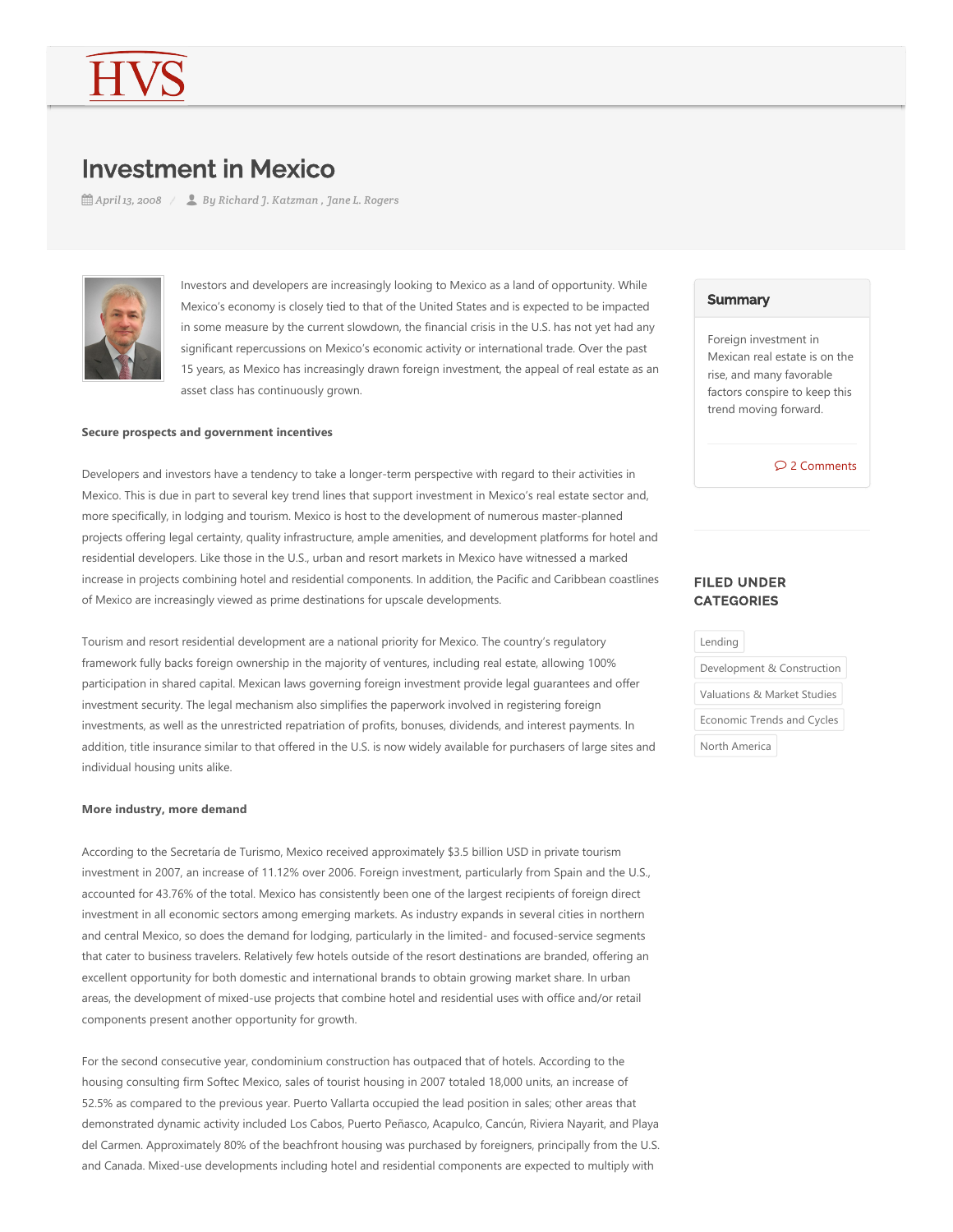# Investment in Mexico

April 13, 2008 / By Richard J. Katzman , Jane L. Rogers

Investors and developers are increasingly looking to Mexico as a land of opportunity. While Mexico's economy is closely tied to that of the United States and is expected to be impacted in some measure by the current slowdown, the financial crisis in the U.S. has not yet had any significant repercussions on Mexico's economic activity or international trade. Over the past 15 years, as Mexico has increasingly drawn foreign investment, the appeal of real estate as an asset class has continuously grown.

**Secure prospects and government incentives**

Developers and investors have a tendency to take a longer-term perspective with regard to their activities in Mexico. This is due in part to several key trend lines that support investment in Mexico's real estate sector and, more specifically, in lodging and tourism. Mexico is host to the development of numerous master-planned projects offering legal certainty, quality infrastructure, ample amenities, and development platforms for hotel and residential developers. Like those in the U.S., urban and resort markets in Mexico have witnessed a marked increase in projects combining hotel and residential components. In addition, the Pacific and Caribbean coastlines of Mexico are increasingly viewed as prime destinations for upscale developments.

Tourism and resort residential development are a national priority for Mexico. The country's regulatory framework fully backs foreign ownership in the majority of ventures, including real estate, allowing 100% participation in shared capital. Mexican laws governing foreign investment provide legal guarantees and offer investment security. The legal mechanism also simplifies the paperwork involved in registering foreign investments, as well as the unrestricted repatriation of profits, bonuses, dividends, and interest payments. In addition, title insurance similar to that offered in the U.S. is now widely available for purchasers of large sites and individual housing units alike.

**More industry, more demand**

According to the Secretaría de Turismo, Mexico received approximately $3.5 billion USD in private tourism investment in 2007, an increase of 11.12% over 2006. Foreign investment, particularly from Spain and the U.S., accounted for 43.76% of the total. Mexico has consistently been one of the largest recipients of foreign direct investment in all economic sectors among emerging markets. As industry expands in several cities in northern and central Mexico, so does the demand for lodging, particularly in the limited- and focused-service segments that cater to business travelers. Relatively few hotels outside of the resort destinations are branded, offering an excellent opportunity for both domestic and international brands to obtain growing market share. In urban areas, the development of mixed-use projects that combine hotel and residential uses with office and/or retail components present another opportunity for growth.

For the second consecutive year, condominium construction has outpaced that of hotels. According to the housing consulting firm Softec Mexico, sales of tourist housing in 2007 totaled 18,000 units, an increase of 52.5% as compared to the previous year. Puerto Vallarta occupied the lead position in sales; other areas that demonstrated dynamic activity included Los Cabos, Puerto Peñasco, Acapulco, Cancún, Riviera Nayarit, and Playa del Carmen. Approximately 80% of the beachfront housing was purchased by foreigners, principally from the U.S. and Canada. Mixed-use developments including hotel and residential components are expected to multiply with

## Summary

Foreign investment in Mexican real estate is on the rise, and many favorable factors conspire to keep this trend moving forward.

2 Comments

## FILED UNDER CATEGORIES

- Lending
- Development & Construction
- Valuations & Market Studies
- Economic Trends and Cycles
- North America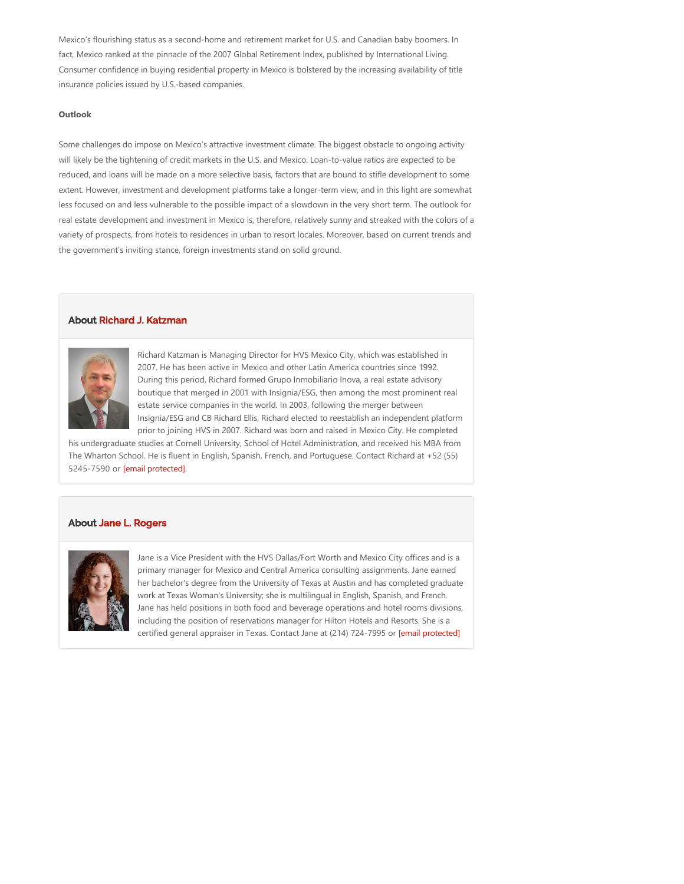Mexico's flourishing status as a second-home and retirement market for U.S. and Canadian baby boomers. In fact, Mexico ranked at the pinnacle of the 2007 Global Retirement Index, published by International Living. Consumer confidence in buying residential property in Mexico is bolstered by the increasing availability of title insurance policies issued by U.S.-based companies.

**Outlook**

Some challenges do impose on Mexico's attractive investment climate. The biggest obstacle to ongoing activity will likely be the tightening of credit markets in the U.S. and Mexico. Loan-to-value ratios are expected to be reduced, and loans will be made on a more selective basis, factors that are bound to stifle development to some extent. However, investment and development platforms take a longer-term view, and in this light are somewhat less focused on and less vulnerable to the possible impact of a slowdown in the very short term. The outlook for real estate development and investment in Mexico is, therefore, relatively sunny and streaked with the colors of a variety of prospects, from hotels to residences in urban to resort locales. Moreover, based on current trends and the government's inviting stance, foreign investments stand on solid ground.

### About Richard J. Katzman

Richard Katzman is Managing Director for HVS Mexico City, which was established in 2007. He has been active in Mexico and other Latin America countries since 1992. During this period, Richard formed Grupo Inmobiliario Inova, a real estate advisory boutique that merged in 2001 with Insignia/ESG, then among the most prominent real estate service companies in the world. In 2003, following the merger between Insignia/ESG and CB Richard Ellis, Richard elected to reestablish an independent platform prior to joining HVS in 2007. Richard was born and raised in Mexico City. He completed his undergraduate studies at Cornell University, School of Hotel Administration, and received his MBA from The Wharton School. He is fluent in English, Spanish, French, and Portuguese. Contact Richard at +52 (55) 5245-7590 or [email protected].

### About Jane L. Rogers

Jane is a Vice President with the HVS Dallas/Fort Worth and Mexico City offices and is a primary manager for Mexico and Central America consulting assignments. Jane earned her bachelor's degree from the University of Texas at Austin and has completed graduate work at Texas Woman's University; she is multilingual in English, Spanish, and French. Jane has held positions in both food and beverage operations and hotel rooms divisions, including the position of reservations manager for Hilton Hotels and Resorts. She is a certified general appraiser in Texas. Contact Jane at (214) 724-7995 or [email protected]